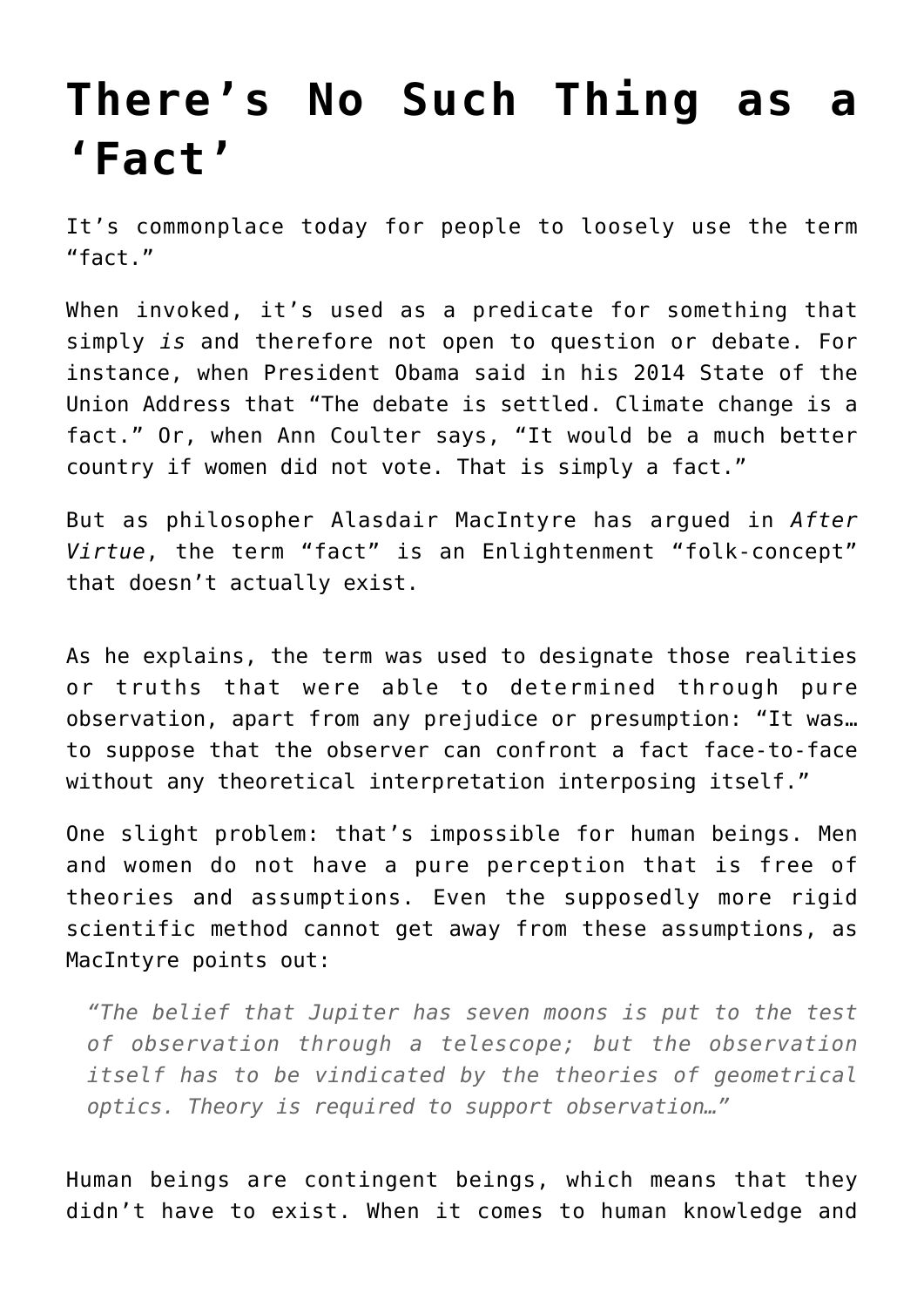# There's No Such Thing as a 'Fact'

It's commonplace today for people to loosely use the term "fact."

When invoked, it's used as a predicate for something that simply *is* and therefore not open to question or debate. For instance, when President Obama said in his 2014 State of the Union Address that "The debate is settled. Climate change is a fact." Or, when Ann Coulter says, "It would be a much better country if women did not vote. That is simply a fact."

But as philosopher Alasdair MacIntyre has argued in *After Virtue*, the term "fact" is an Enlightenment "folk-concept" that doesn't actually exist.

As he explains, the term was used to designate those realities or truths that were able to determined through pure observation, apart from any prejudice or presumption: "It was… to suppose that the observer can confront a fact face-to-face without any theoretical interpretation interposing itself."

One slight problem: that's impossible for human beings. Men and women do not have a pure perception that is free of theories and assumptions. Even the supposedly more rigid scientific method cannot get away from these assumptions, as MacIntyre points out:

> *"The belief that Jupiter has seven moons is put to the test of observation through a telescope; but the observation itself has to be vindicated by the theories of geometrical optics. Theory is required to support observation…"*

Human beings are contingent beings, which means that they didn't have to exist. When it comes to human knowledge and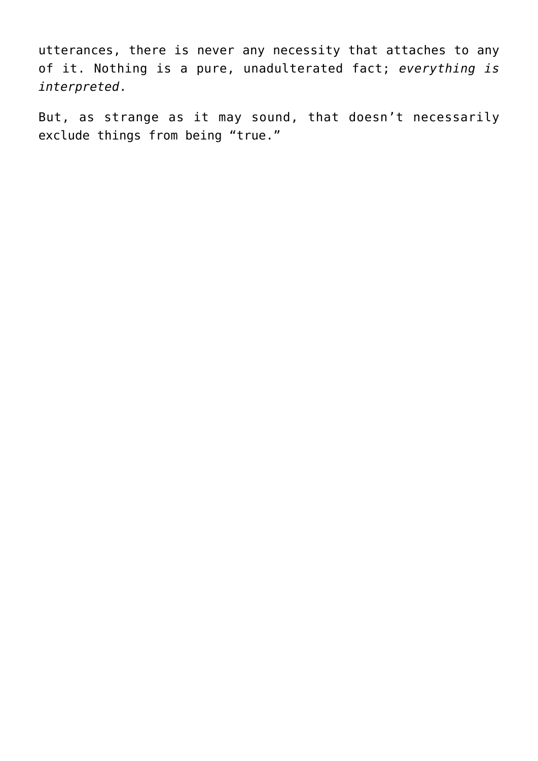utterances, there is never any necessity that attaches to any of it. Nothing is a pure, unadulterated fact; *everything is interpreted*.

But, as strange as it may sound, that doesn't necessarily exclude things from being "true."